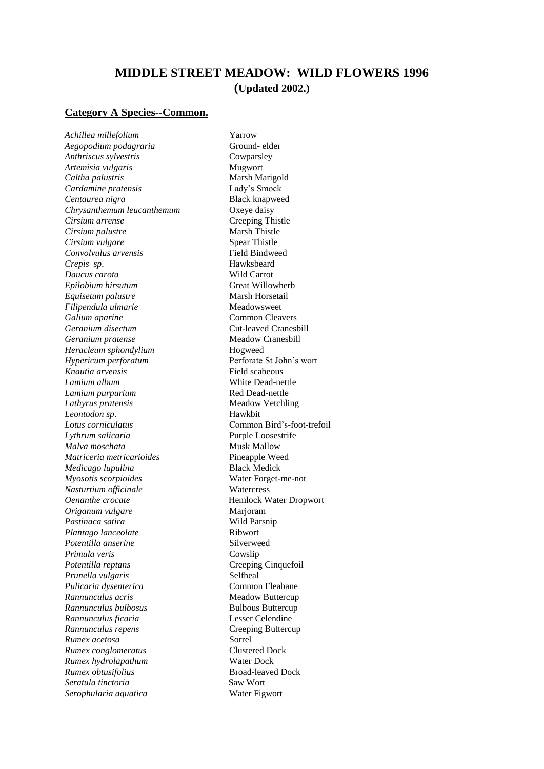# MIDDLE STREET MEADOW: WILD FLOWERS 1996 (Updated 2002.)

## Category A Species--Common.

| | |
|---|---|
| *Achillea millefolium* | Yarrow |
| *Aegopodium podagraria* | Ground- elder |
| *Anthriscus sylvestris* | Cowparsley |
| *Artemisia vulgaris* | Mugwort |
| *Caltha palustris* | Marsh Marigold |
| *Cardamine pratensis* | Lady's Smock |
| *Centaurea nigra* | Black knapweed |
| *Chrysanthemum leucanthemum* | Oxeye daisy |
| *Cirsium arrense* | Creeping Thistle |
| *Cirsium palustre* | Marsh Thistle |
| *Cirsium vulgare* | Spear Thistle |
| *Convolvulus arvensis* | Field Bindweed |
| *Crepis sp*. | Hawksbeard |
| *Daucus carota* | Wild Carrot |
| *Epilobium hirsutum* | Great Willowherb |
| *Equisetum palustre* | Marsh Horsetail |
| *Filipendula ulmarie* | Meadowsweet |
| *Galium aparine* | Common Cleavers |
| *Geranium disectum* | Cut-leaved Cranesbill |
| *Geranium pratense* | Meadow Cranesbill |
| *Heracleum sphondylium* | Hogweed |
| *Hypericum perforatum* | Perforate St John's wort |
| *Knautia arvensis* | Field scabeous |
| *Lamium album* | White Dead-nettle |
| *Lamium purpurium* | Red Dead-nettle |
| *Lathyrus pratensis* | Meadow Vetchling |
| *Leontodon sp*. | Hawkbit |
| *Lotus corniculatus* | Common Bird's-foot-trefoil |
| *Lythrum salicaria* | Purple Loosestrife |
| *Malva moschata* | Musk Mallow |
| *Matriceria metricarioides* | Pineapple Weed |
| *Medicago lupulina* | Black Medick |
| *Myosotis scorpioides* | Water Forget-me-not |
| *Nasturtium officinale* | Watercress |
| *Oenanthe crocate* | Hemlock Water Dropwort |
| *Origanum vulgare* | Marjoram |
| *Pastinaca satira* | Wild Parsnip |
| *Plantago lanceolate* | Ribwort |
| *Potentilla anserine* | Silverweed |
| *Primula veris* | Cowslip |
| *Potentilla reptans* | Creeping Cinquefoil |
| *Prunella vulgaris* | Selfheal |
| *Pulicaria dysenterica* | Common Fleabane |
| *Rannunculus acris* | Meadow Buttercup |
| *Rannunculus bulbosus* | Bulbous Buttercup |
| *Rannunculus ficaria* | Lesser Celendine |
| *Rannunculus repens* | Creeping Buttercup |
| *Rumex acetosa* | Sorrel |
| *Rumex conglomeratus* | Clustered Dock |
| *Rumex hydrolapathum* | Water Dock |
| *Rumex obtusifolius* | Broad-leaved Dock |
| *Seratula tinctoria* | Saw Wort |
| *Serophularia aquatica* | Water Figwort |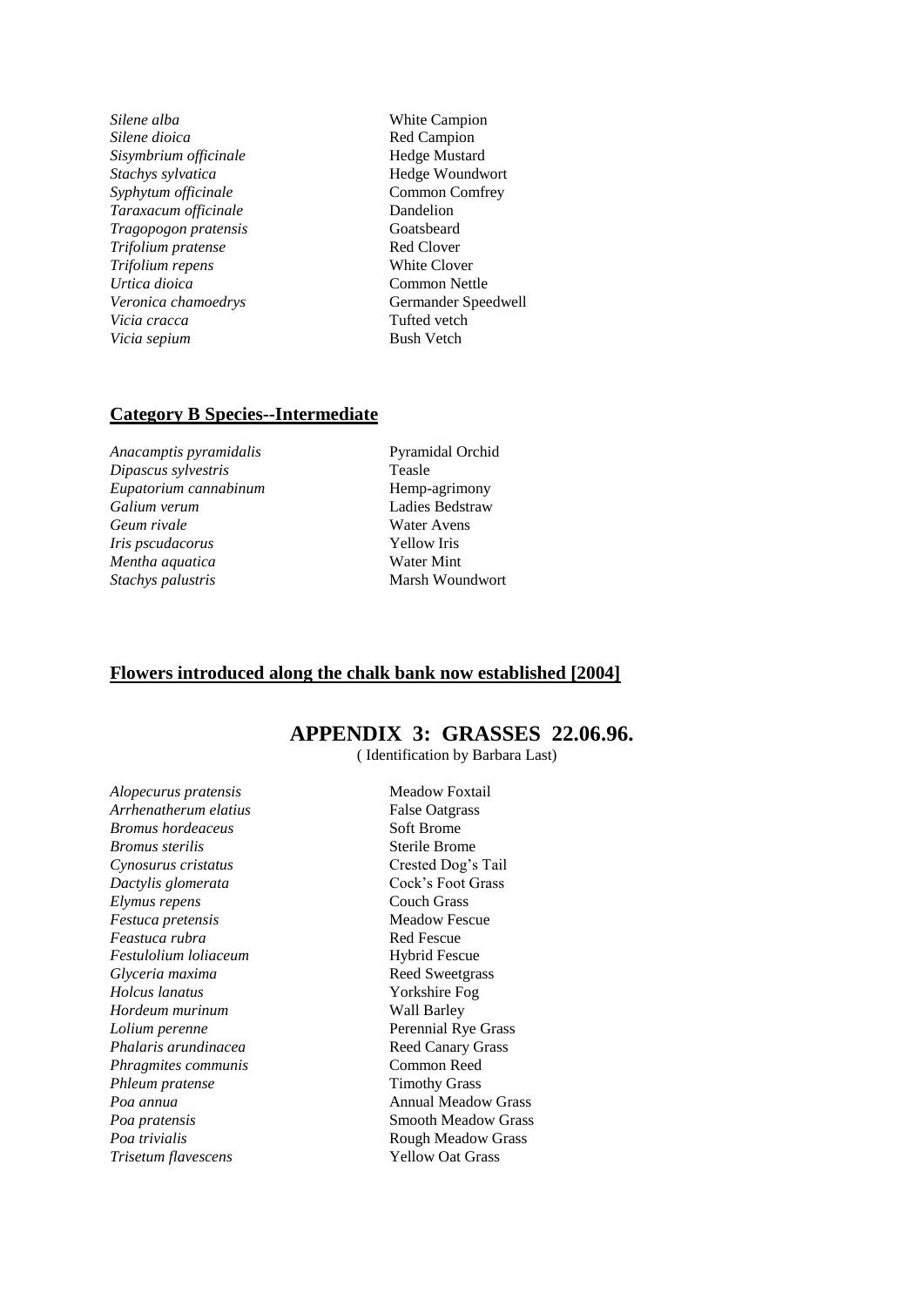| | |
|---|---|
| *Silene alba* | White Campion |
| *Silene dioica* | Red Campion |
| *Sisymbrium officinale* | Hedge Mustard |
| *Stachys sylvatica* | Hedge Woundwort |
| *Syphytum officinale* | Common Comfrey |
| *Taraxacum officinale* | Dandelion |
| *Tragopogon pratensis* | Goatsbeard |
| *Trifolium pratense* | Red Clover |
| *Trifolium repens* | White Clover |
| *Urtica dioica* | Common Nettle |
| *Veronica chamoedrys* | Germander Speedwell |
| *Vicia cracca* | Tufted vetch |
| *Vicia sepium* | Bush Vetch |

## **Category B Species--Intermediate**

| | |
|---|---|
| *Anacamptis pyramidalis* | Pyramidal Orchid |
| *Dipascus sylvestris* | Teasle |
| *Eupatorium cannabinum* | Hemp-agrimony |
| *Galium verum* | Ladies Bedstraw |
| *Geum rivale* | Water Avens |
| *Iris pscudacorus* | Yellow Iris |
| *Mentha aquatica* | Water Mint |
| *Stachys palustris* | Marsh Woundwort |

## **Flowers introduced along the chalk bank now established [2004]**

# APPENDIX 3: GRASSES 22.06.96.

( Identification by Barbara Last)

| | |
|---|---|
| *Alopecurus pratensis* | Meadow Foxtail |
| *Arrhenatherum elatius* | False Oatgrass |
| *Bromus hordeaceus* | Soft Brome |
| *Bromus sterilis* | Sterile Brome |
| *Cynosurus cristatus* | Crested Dog's Tail |
| *Dactylis glomerata* | Cock's Foot Grass |
| *Elymus repens* | Couch Grass |
| *Festuca pretensis* | Meadow Fescue |
| *Feastuca rubra* | Red Fescue |
| *Festulolium loliaceum* | Hybrid Fescue |
| *Glyceria maxima* | Reed Sweetgrass |
| *Holcus lanatus* | Yorkshire Fog |
| *Hordeum murinum* | Wall Barley |
| *Lolium perenne* | Perennial Rye Grass |
| *Phalaris arundinacea* | Reed Canary Grass |
| *Phragmites communis* | Common Reed |
| *Phleum pratense* | Timothy Grass |
| *Poa annua* | Annual Meadow Grass |
| *Poa pratensis* | Smooth Meadow Grass |
| *Poa trivialis* | Rough Meadow Grass |
| *Trisetum flavescens* | Yellow Oat Grass |